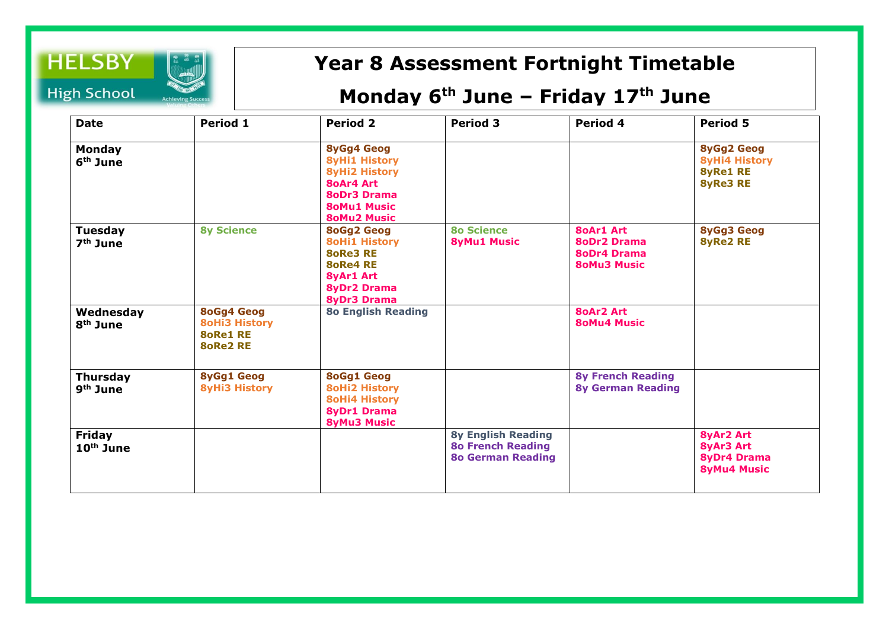HELSBY High School

Achieving Success Valuing Others

# Year 8 Assessment Fortnight Timetable

## Monday 6th June – Friday 17th June

| Date | Period 1 | Period 2 | Period 3 | Period 4 | Period 5 |
|---|---|---|---|---|---|
| **Monday 6th June** | | 8yGg4 Geog<br>8yHi1 History<br>8yHi2 History<br>8oAr4 Art<br>8oDr3 Drama<br>8oMu1 Music<br>8oMu2 Music | | | 8yGg2 Geog<br>8yHi4 History<br>8yRe1 RE<br>8yRe3 RE |
| **Tuesday 7th June** | 8y Science | 8oGg2 Geog<br>8oHi1 History<br>8oRe3 RE<br>8oRe4 RE<br>8yAr1 Art<br>8yDr2 Drama<br>8yDr3 Drama | 8o Science<br>8yMu1 Music | 8oAr1 Art<br>8oDr2 Drama<br>8oDr4 Drama<br>8oMu3 Music | 8yGg3 Geog<br>8yRe2 RE |
| **Wednesday 8th June** | 8oGg4 Geog<br>8oHi3 History<br>8oRe1 RE<br>8oRe2 RE | 8o English Reading | | 8oAr2 Art<br>8oMu4 Music | |
| **Thursday 9th June** | 8yGg1 Geog<br>8yHi3 History | 8oGg1 Geog<br>8oHi2 History<br>8oHi4 History<br>8yDr1 Drama<br>8yMu3 Music | | 8y French Reading<br>8y German Reading | |
| **Friday 10th June** | | | 8y English Reading<br>8o French Reading<br>8o German Reading | | 8yAr2 Art<br>8yAr3 Art<br>8yDr4 Drama<br>8yMu4 Music |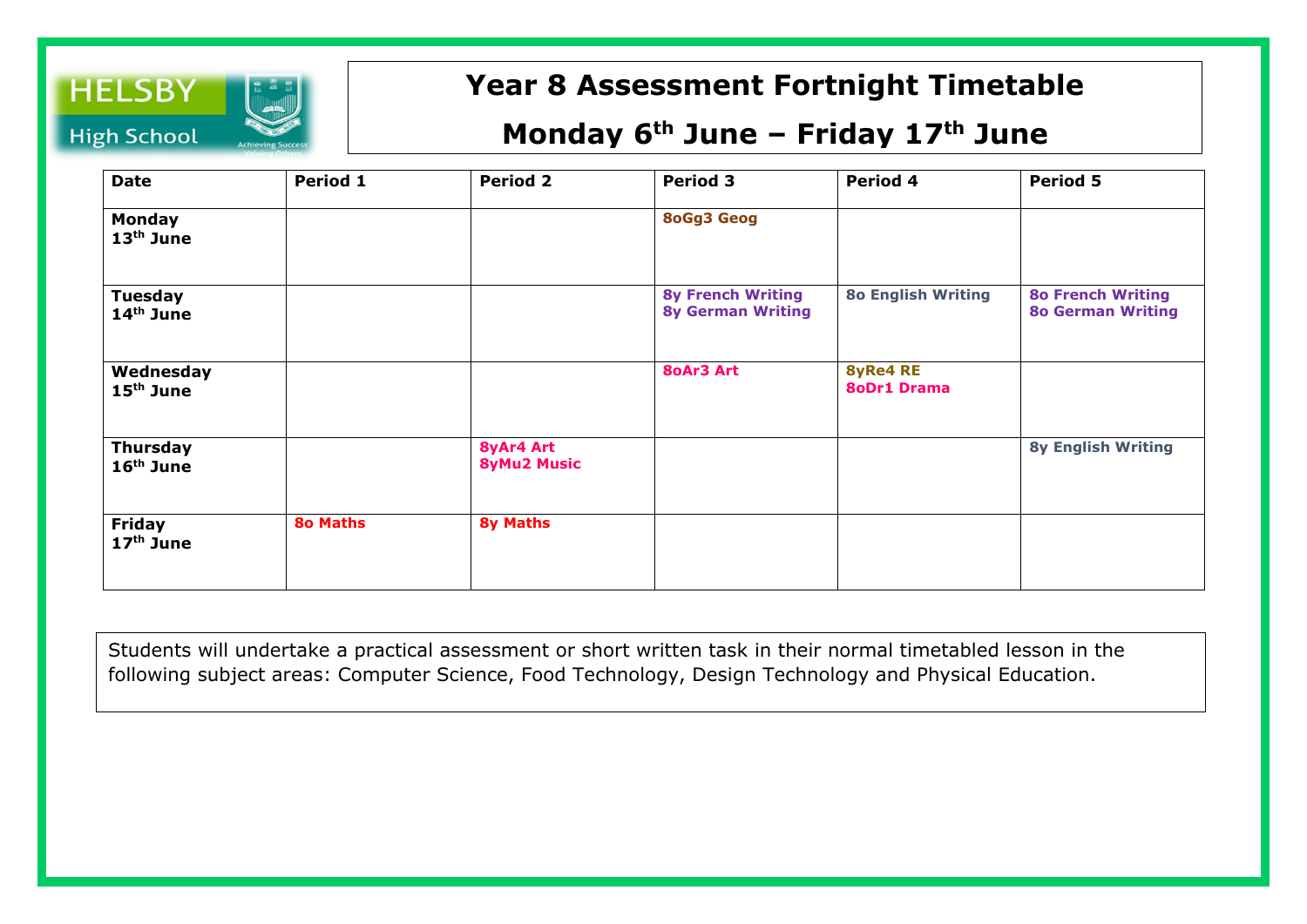HELSBY High School

Achieving Success Valuing Others

# Year 8 Assessment Fortnight Timetable

## Monday 6th June – Friday 17th June

| Date | Period 1 | Period 2 | Period 3 | Period 4 | Period 5 |
|---|---|---|---|---|---|
| **Monday 13th June** | | | **8oGg3 Geog** | | |
| **Tuesday 14th June** | | | **8y French Writing**<br>**8y German Writing** | **8o English Writing** | **8o French Writing**<br>**8o German Writing** |
| **Wednesday 15th June** | | | **8oAr3 Art** | **8yRe4 RE**<br>**8oDr1 Drama** | |
| **Thursday 16th June** | | **8yAr4 Art**<br>**8yMu2 Music** | | | **8y English Writing** |
| **Friday 17th June** | **8o Maths** | **8y Maths** | | | |

Students will undertake a practical assessment or short written task in their normal timetabled lesson in the following subject areas: Computer Science, Food Technology, Design Technology and Physical Education.